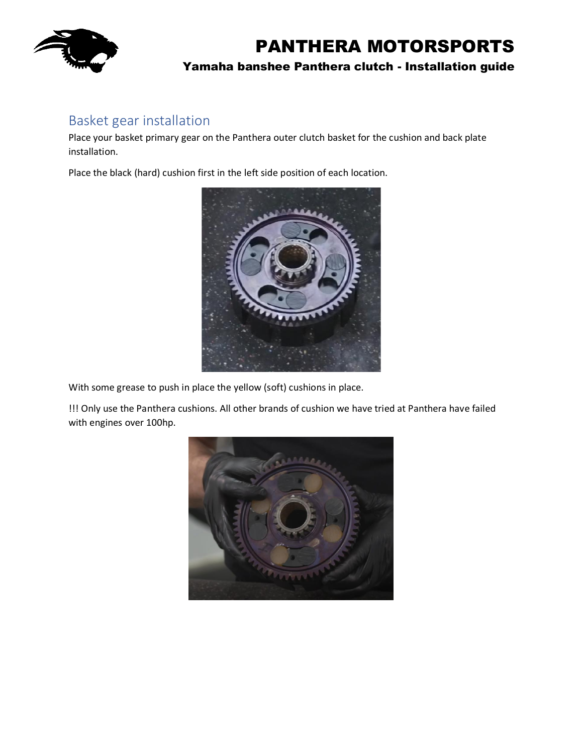# PANTHERA MOTORSPORTS

### Yamaha banshee Panthera clutch - Installation guide

## Basket gear installation

Place your basket primary gear on the Panthera outer clutch basket for the cushion and back plate installation.

Place the black (hard) cushion first in the left side position of each location.

With some grease to push in place the yellow (soft) cushions in place.

!!! Only use the Panthera cushions. All other brands of cushion we have tried at Panthera have failed with engines over 100hp.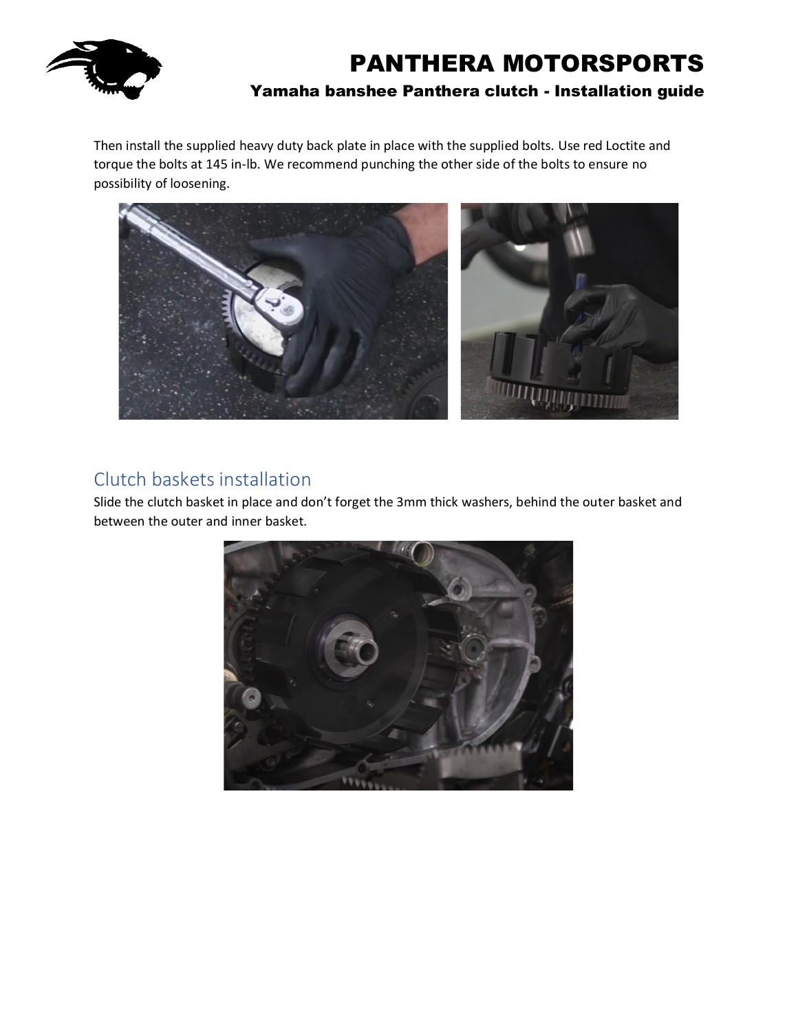Then install the supplied heavy duty back plate in place with the supplied bolts. Use red Loctite and torque the bolts at 145 in-lb. We recommend punching the other side of the bolts to ensure no possibility of loosening.

## Clutch baskets installation

Slide the clutch basket in place and don't forget the 3mm thick washers, behind the outer basket and between the outer and inner basket.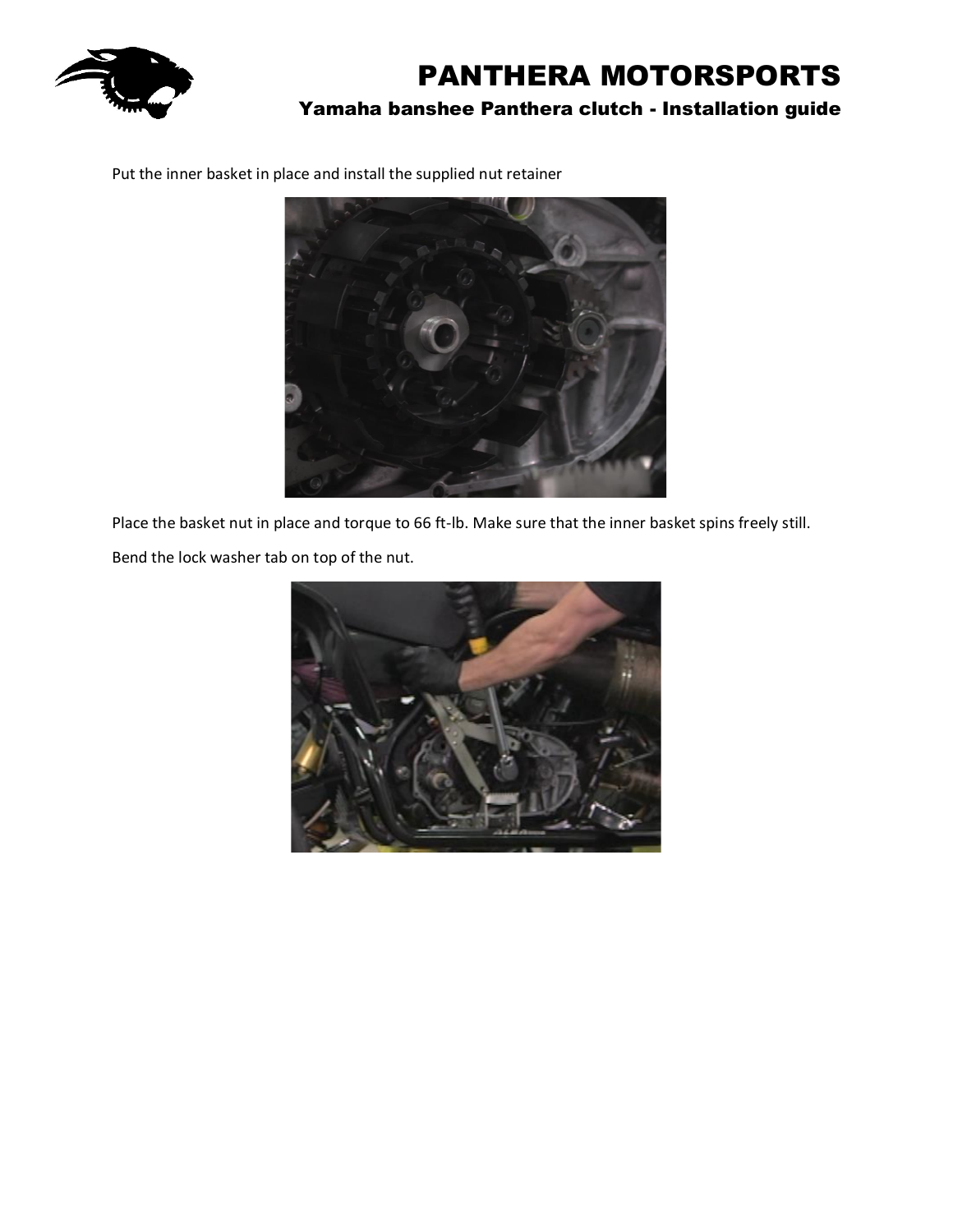Put the inner basket in place and install the supplied nut retainer

Place the basket nut in place and torque to 66 ft-lb. Make sure that the inner basket spins freely still.

Bend the lock washer tab on top of the nut.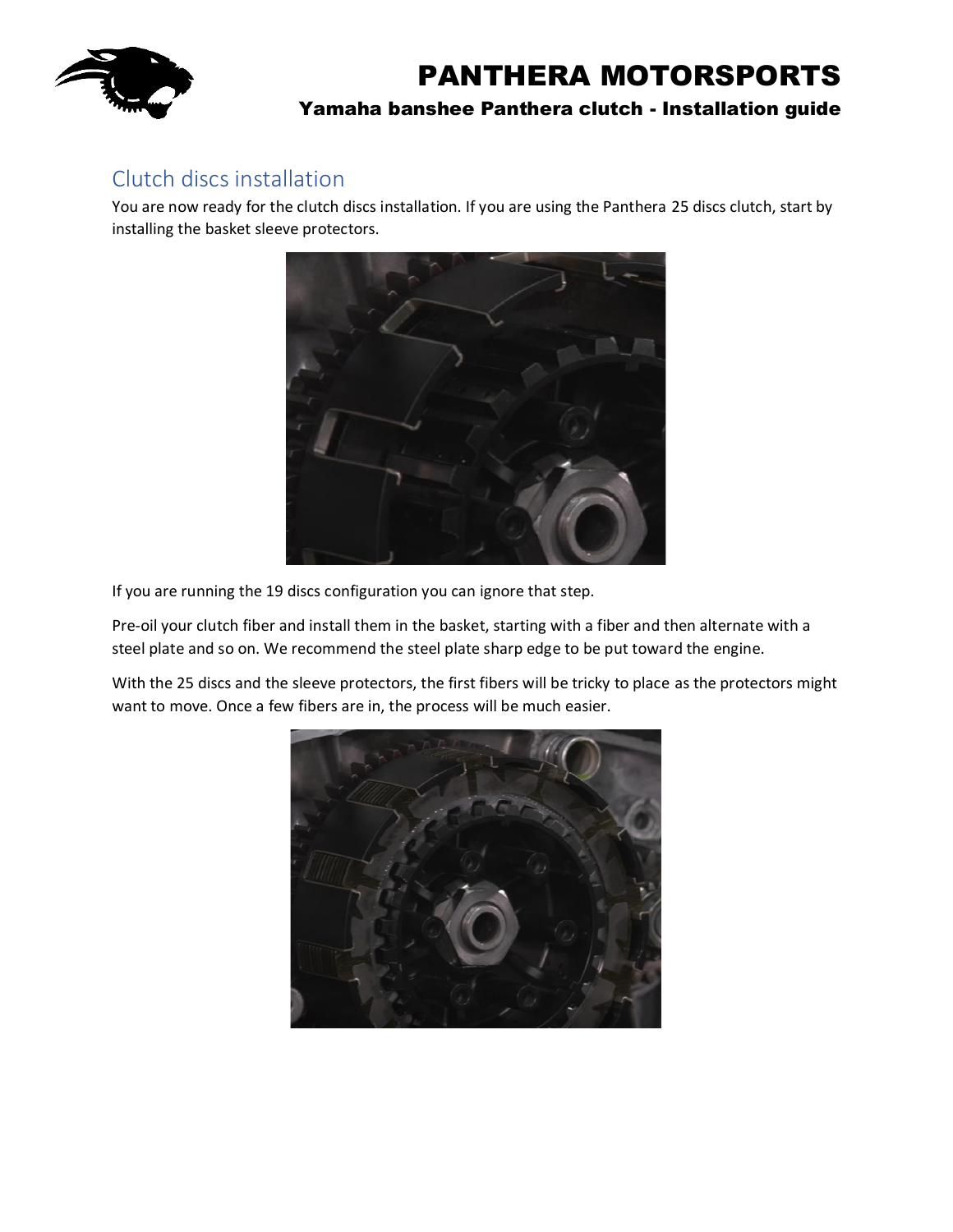## Clutch discs installation

You are now ready for the clutch discs installation. If you are using the Panthera 25 discs clutch, start by installing the basket sleeve protectors.

If you are running the 19 discs configuration you can ignore that step.

Pre-oil your clutch fiber and install them in the basket, starting with a fiber and then alternate with a steel plate and so on. We recommend the steel plate sharp edge to be put toward the engine.

With the 25 discs and the sleeve protectors, the first fibers will be tricky to place as the protectors might want to move. Once a few fibers are in, the process will be much easier.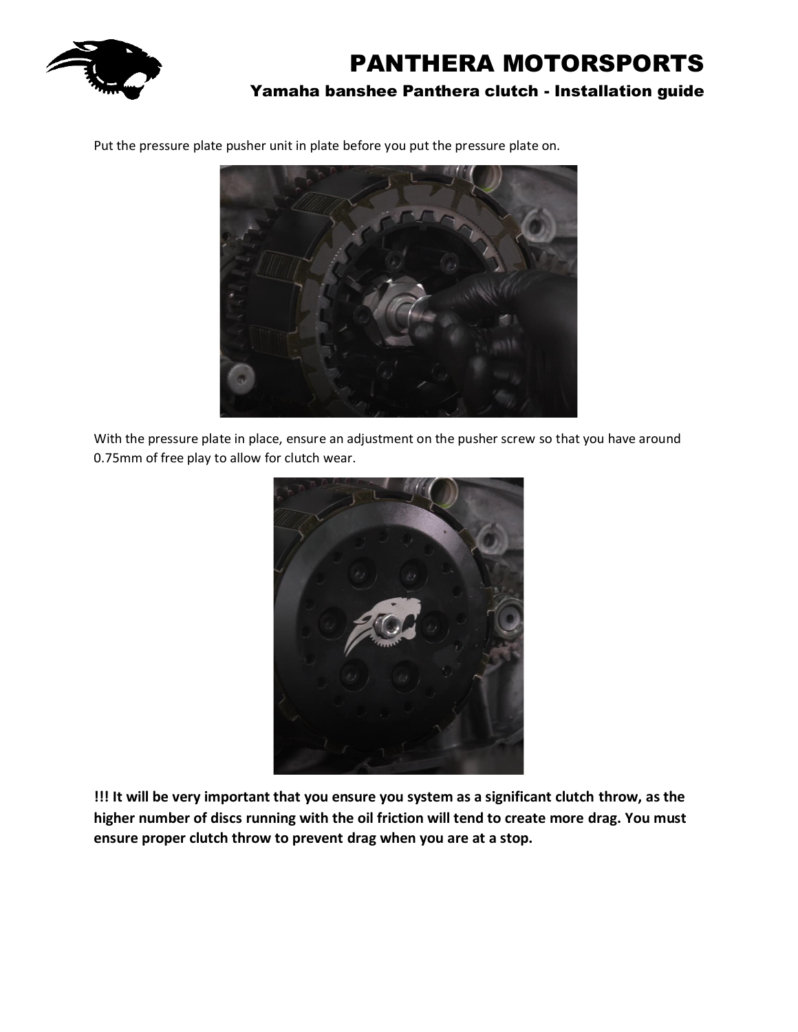Put the pressure plate pusher unit in plate before you put the pressure plate on.

With the pressure plate in place, ensure an adjustment on the pusher screw so that you have around 0.75mm of free play to allow for clutch wear.

**!!! It will be very important that you ensure you system as a significant clutch throw, as the higher number of discs running with the oil friction will tend to create more drag. You must ensure proper clutch throw to prevent drag when you are at a stop.**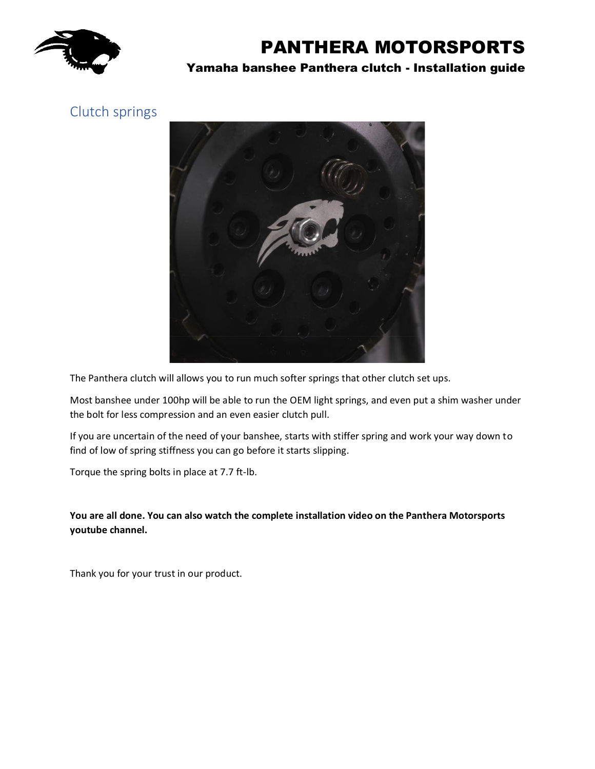## Clutch springs

The Panthera clutch will allows you to run much softer springs that other clutch set ups.

Most banshee under 100hp will be able to run the OEM light springs, and even put a shim washer under the bolt for less compression and an even easier clutch pull.

If you are uncertain of the need of your banshee, starts with stiffer spring and work your way down to find of low of spring stiffness you can go before it starts slipping.

Torque the spring bolts in place at 7.7 ft-lb.

**You are all done. You can also watch the complete installation video on the Panthera Motorsports youtube channel.**

Thank you for your trust in our product.